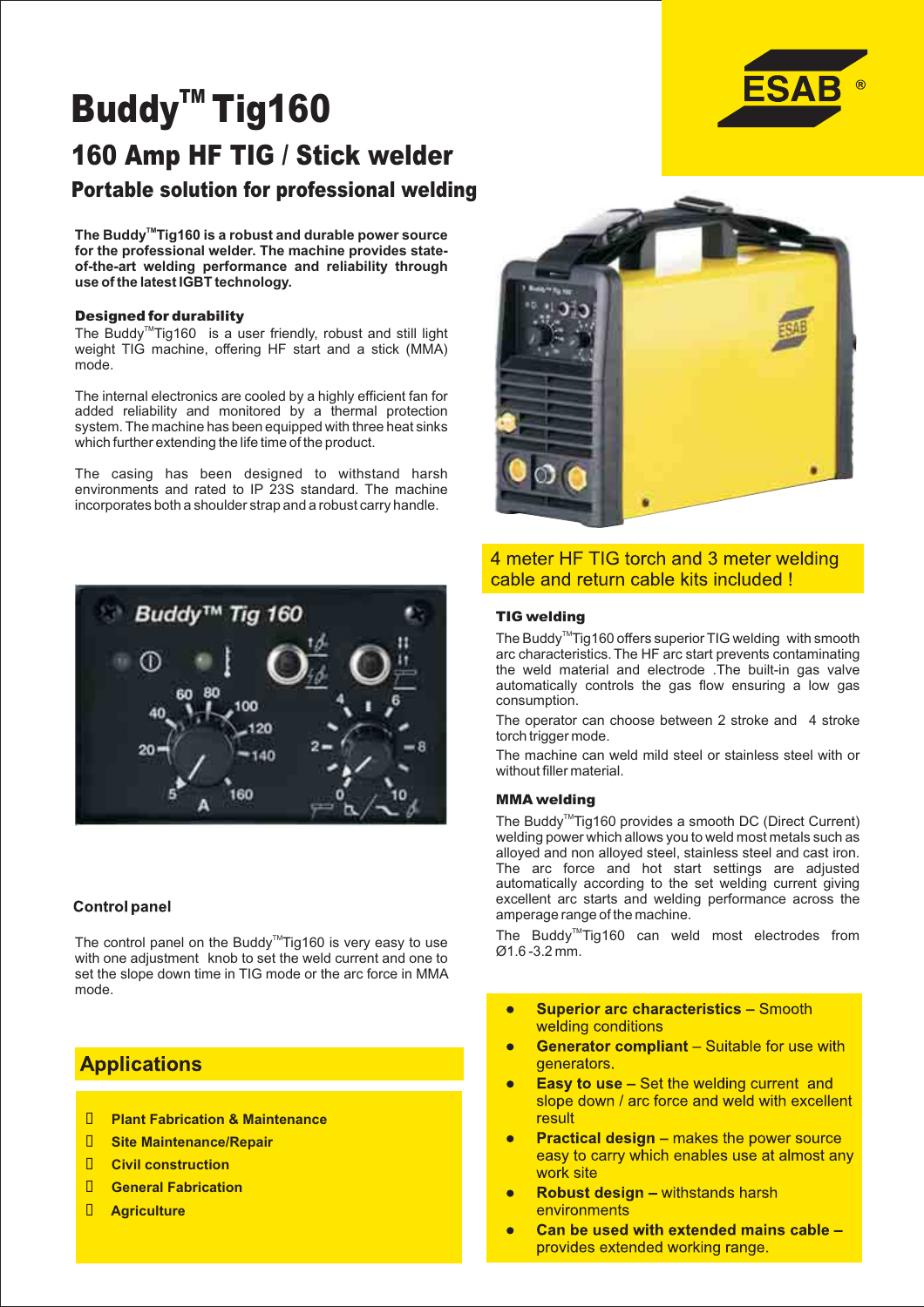# Buddy™ Tig160

## 160 Amp HF TIG / Stick welder

### Portable solution for professional welding

**The Buddy™Tig160 is a robust and durable power source for the professional welder. The machine provides state-of-the-art welding performance and reliability through use of the latest IGBT technology.**

**Designed for durability**

The Buddy™Tig160 is a user friendly, robust and still light weight TIG machine, offering HF start and a stick (MMA) mode.

The internal electronics are cooled by a highly efficient fan for added reliability and monitored by a thermal protection system. The machine has been equipped with three heat sinks which further extending the life time of the product.

The casing has been designed to withstand harsh environments and rated to IP 23S standard. The machine incorporates both a shoulder strap and a robust carry handle.

**Control panel**

The control panel on the Buddy™Tig160 is very easy to use with one adjustment knob to set the weld current and one to set the slope down time in TIG mode or the arc force in MMA mode.

## Applications

- Plant Fabrication & Maintenance
- Site Maintenance/Repair
- Civil construction
- General Fabrication
- Agriculture

4 meter HF TIG torch and 3 meter welding cable and return cable kits included !

**TIG welding**

The Buddy™Tig160 offers superior TIG welding with smooth arc characteristics. The HF arc start prevents contaminating the weld material and electrode. The built-in gas valve automatically controls the gas flow ensuring a low gas consumption.

The operator can choose between 2 stroke and 4 stroke torch trigger mode.

The machine can weld mild steel or stainless steel with or without filler material.

**MMA welding**

The Buddy™Tig160 provides a smooth DC (Direct Current) welding power which allows you to weld most metals such as alloyed and non alloyed steel, stainless steel and cast iron. The arc force and hot start settings are adjusted automatically according to the set welding current giving excellent arc starts and welding performance across the amperage range of the machine.

The Buddy™Tig160 can weld most electrodes from Ø1.6 -3.2 mm.

- **Superior arc characteristics –** Smooth welding conditions
- **Generator compliant –** Suitable for use with generators.
- **Easy to use –** Set the welding current and slope down / arc force and weld with excellent result
- **Practical design –** makes the power source easy to carry which enables use at almost any work site
- **Robust design –** withstands harsh environments
- **Can be used with extended mains cable –** provides extended working range.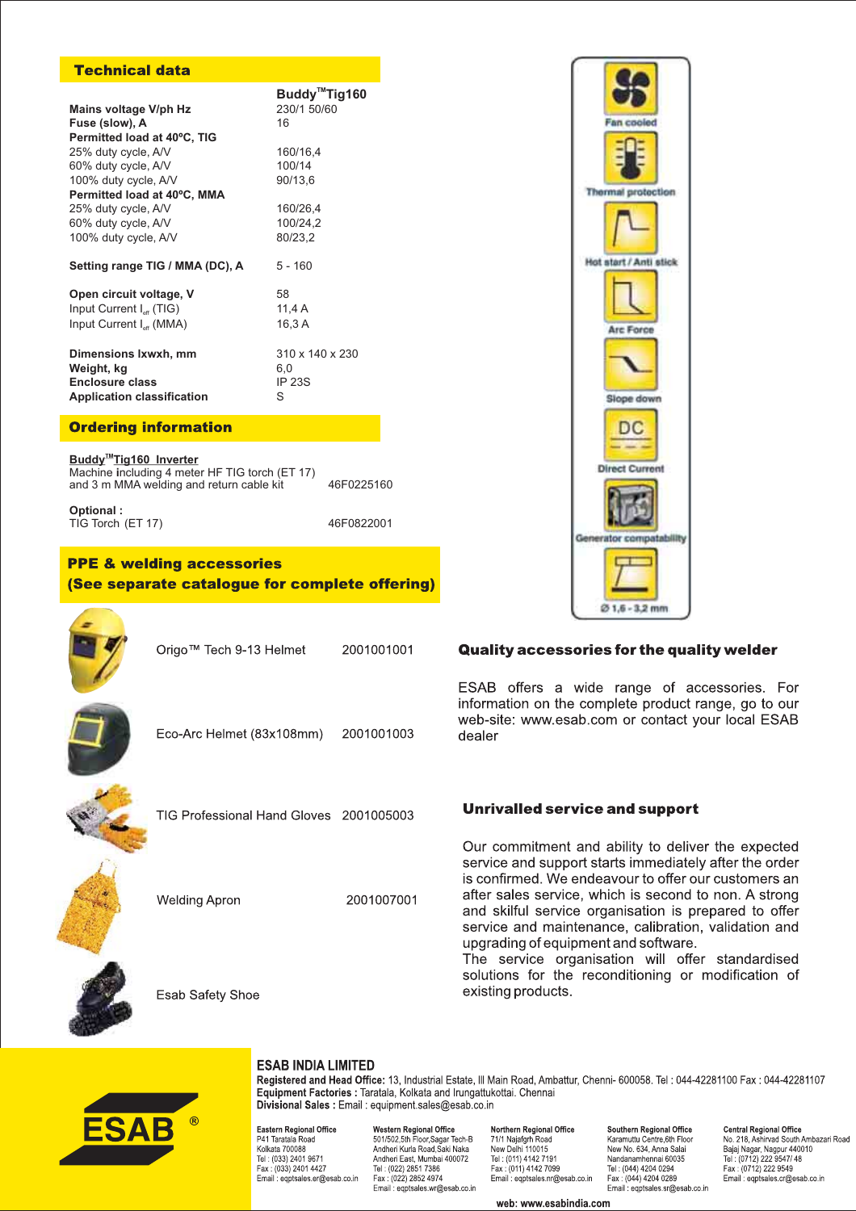## Technical data

| | Buddy™Tig160 |
|---|---|
| **Mains voltage V/ph Hz** | 230/1 50/60 |
| **Fuse (slow), A** | 16 |
| **Permitted load at 40ºC, TIG** | |
| 25% duty cycle, A/V | 160/16,4 |
| 60% duty cycle, A/V | 100/14 |
| 100% duty cycle, A/V | 90/13,6 |
| **Permitted load at 40ºC, MMA** | |
| 25% duty cycle, A/V | 160/26,4 |
| 60% duty cycle, A/V | 100/24,2 |
| 100% duty cycle, A/V | 80/23,2 |
| **Setting range TIG / MMA (DC), A** | 5 - 160 |
| **Open circuit voltage, V** | 58 |
| Input Current $I_{eff}$ (TIG) | 11,4 A |
| Input Current $I_{eff}$ (MMA) | 16,3 A |
| **Dimensions lxwxh, mm** | 310 x 140 x 230 |
| **Weight, kg** | 6,0 |
| **Enclosure class** | IP 23S |
| **Application classification** | S |

Fan cooled

Thermal protection

Hot start / Anti stick

Arc Force

Slope down

DC

Direct Current

Generator compatability

Ø 1,6 - 3,2 mm

## Ordering information

**Buddy™Tig160 Inverter**
Machine including 4 meter HF TIG torch (ET 17) and 3 m MMA welding and return cable kit — 46F0225160

**Optional :**
TIG Torch (ET 17) — 46F0822001

## PPE & welding accessories
## (See separate catalogue for complete offering)

| | |
|---|---|
| Origo™ Tech 9-13 Helmet | 2001001001 |
| Eco-Arc Helmet (83x108mm) | 2001001003 |
| TIG Professional Hand Gloves | 2001005003 |
| Welding Apron | 2001007001 |
| Esab Safety Shoe | |

### Quality accessories for the quality welder

ESAB offers a wide range of accessories. For information on the complete product range, go to our web-site: www.esab.com or contact your local ESAB dealer

### Unrivalled service and support

Our commitment and ability to deliver the expected service and support starts immediately after the order is confirmed. We endeavour to offer our customers an after sales service, which is second to non. A strong and skilful service organisation is prepared to offer service and maintenance, calibration, validation and upgrading of equipment and software.
The service organisation will offer standardised solutions for the reconditioning or modification of existing products.

**ESAB INDIA LIMITED**
**Registered and Head Office:** 13, Industrial Estate, III Main Road, Ambattur, Chenni- 600058. Tel : 044-42281100 Fax : 044-42281107
**Equipment Factories :** Taratala, Kolkata and Irungattukottai. Chennai
**Divisional Sales :** Email : equipment.sales@esab.co.in

**Eastern Regional Office**
P41 Taratala Road
Kolkata 700088
Tel : (033) 2401 9671
Fax : (033) 2401 4427
Email : eqptsales.er@esab.co.in

**Western Regional Office**
501/502.5th Floor,Sagar Tech-B
Andheri Kurla Road,Saki Naka
Andheri East, Mumbai 400072
Tel : (022) 2851 7386
Fax : (022) 2852 4974
Email : eqptsales.wr@esab.co.in

**Northern Regional Office**
71/1 Najafgrh Road
New Delhi 110015
Tel : (011) 4142 7191
Fax : (011) 4142 7099
Email : eqptsales.nr@esab.co.in

**Southern Regional Office**
Karamuttu Centre,6th Floor
New No. 634, Anna Salai
Nandanamhennai 60035
Tel : (044) 4204 0294
Fax : (044) 4204 0289
Email : eqptsales.sr@esab.co.in

**Central Regional Office**
No. 218, Ashirvad South Ambazari Road
Bajaj Nagar, Nagpur 440010
Tel : (0712) 222 9547/ 48
Fax : (0712) 222 9549
Email : eqptsales.cr@esab.co.in

**web: www.esabindia.com**